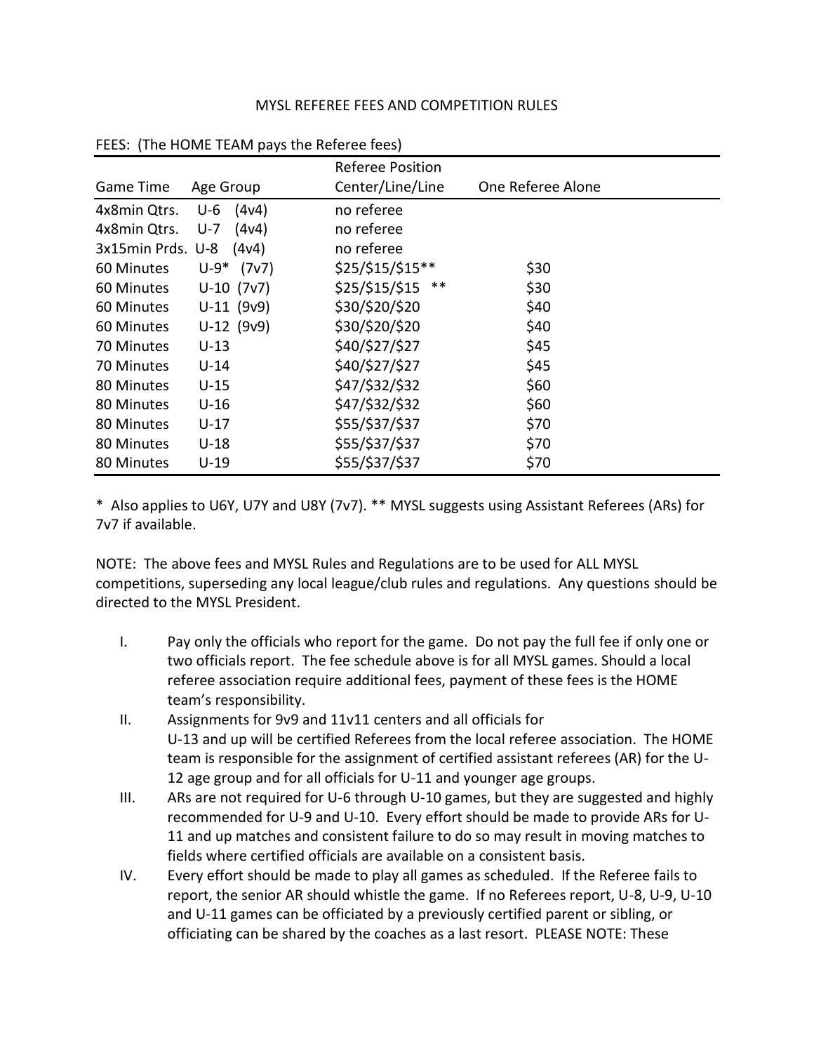MYSL REFEREE FEES AND COMPETITION RULES

FEES: (The HOME TEAM pays the Referee fees)

| Game Time | Age Group | Referee Position Center/Line/Line | One Referee Alone |
|---|---|---|---|
| 4x8min Qtrs. | U-6 (4v4) | no referee | |
| 4x8min Qtrs. | U-7 (4v4) | no referee | |
| 3x15min Prds. | U-8 (4v4) | no referee | |
| 60 Minutes | U-9* (7v7) | $25/$15/$15** | $30 |
| 60 Minutes | U-10 (7v7) | $25/$15/$15 ** | $30 |
| 60 Minutes | U-11 (9v9) | $30/$20/$20 | $40 |
| 60 Minutes | U-12 (9v9) | $30/$20/$20 | $40 |
| 70 Minutes | U-13 | $40/$27/$27 | $45 |
| 70 Minutes | U-14 | $40/$27/$27 | $45 |
| 80 Minutes | U-15 | $47/$32/$32 | $60 |
| 80 Minutes | U-16 | $47/$32/$32 | $60 |
| 80 Minutes | U-17 | $55/$37/$37 | $70 |
| 80 Minutes | U-18 | $55/$37/$37 | $70 |
| 80 Minutes | U-19 | $55/$37/$37 | $70 |

\* Also applies to U6Y, U7Y and U8Y (7v7). ** MYSL suggests using Assistant Referees (ARs) for 7v7 if available.

NOTE: The above fees and MYSL Rules and Regulations are to be used for ALL MYSL competitions, superseding any local league/club rules and regulations. Any questions should be directed to the MYSL President.

I. Pay only the officials who report for the game. Do not pay the full fee if only one or two officials report. The fee schedule above is for all MYSL games. Should a local referee association require additional fees, payment of these fees is the HOME team's responsibility.

II. Assignments for 9v9 and 11v11 centers and all officials for U-13 and up will be certified Referees from the local referee association. The HOME team is responsible for the assignment of certified assistant referees (AR) for the U-12 age group and for all officials for U-11 and younger age groups.

III. ARs are not required for U-6 through U-10 games, but they are suggested and highly recommended for U-9 and U-10. Every effort should be made to provide ARs for U-11 and up matches and consistent failure to do so may result in moving matches to fields where certified officials are available on a consistent basis.

IV. Every effort should be made to play all games as scheduled. If the Referee fails to report, the senior AR should whistle the game. If no Referees report, U-8, U-9, U-10 and U-11 games can be officiated by a previously certified parent or sibling, or officiating can be shared by the coaches as a last resort. PLEASE NOTE: These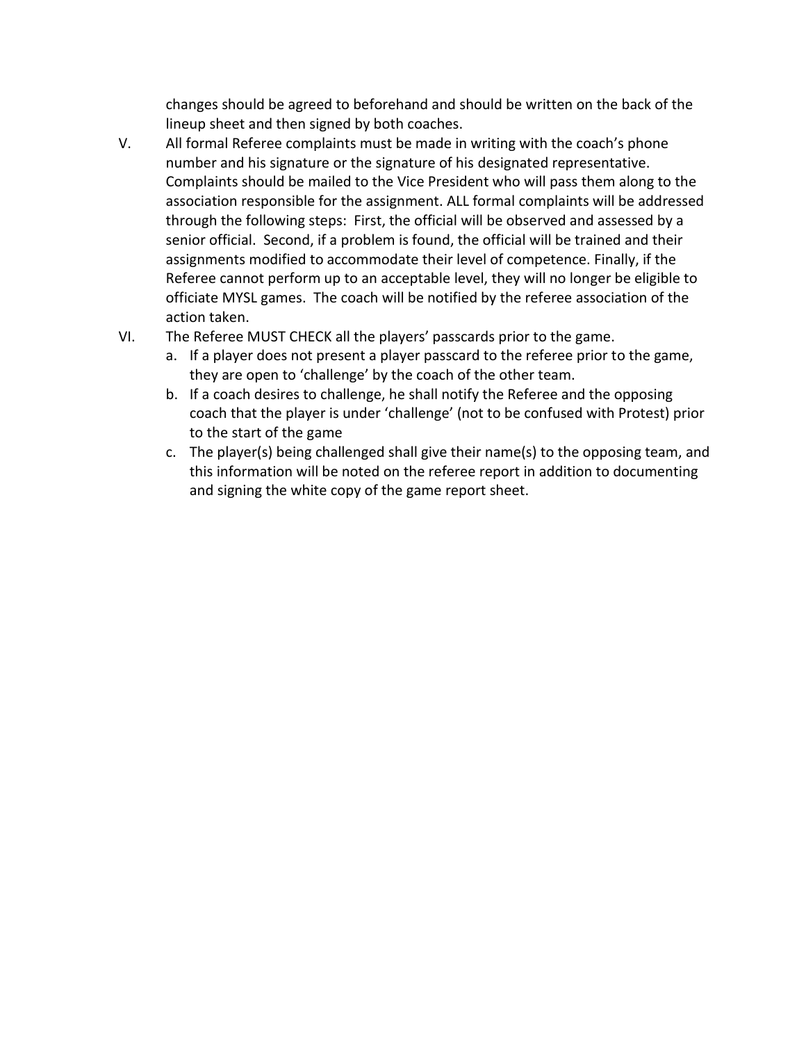changes should be agreed to beforehand and should be written on the back of the lineup sheet and then signed by both coaches.

V. All formal Referee complaints must be made in writing with the coach's phone number and his signature or the signature of his designated representative. Complaints should be mailed to the Vice President who will pass them along to the association responsible for the assignment. ALL formal complaints will be addressed through the following steps: First, the official will be observed and assessed by a senior official. Second, if a problem is found, the official will be trained and their assignments modified to accommodate their level of competence. Finally, if the Referee cannot perform up to an acceptable level, they will no longer be eligible to officiate MYSL games. The coach will be notified by the referee association of the action taken.

VI. The Referee MUST CHECK all the players' passcards prior to the game.
   a. If a player does not present a player passcard to the referee prior to the game, they are open to 'challenge' by the coach of the other team.
   b. If a coach desires to challenge, he shall notify the Referee and the opposing coach that the player is under 'challenge' (not to be confused with Protest) prior to the start of the game
   c. The player(s) being challenged shall give their name(s) to the opposing team, and this information will be noted on the referee report in addition to documenting and signing the white copy of the game report sheet.